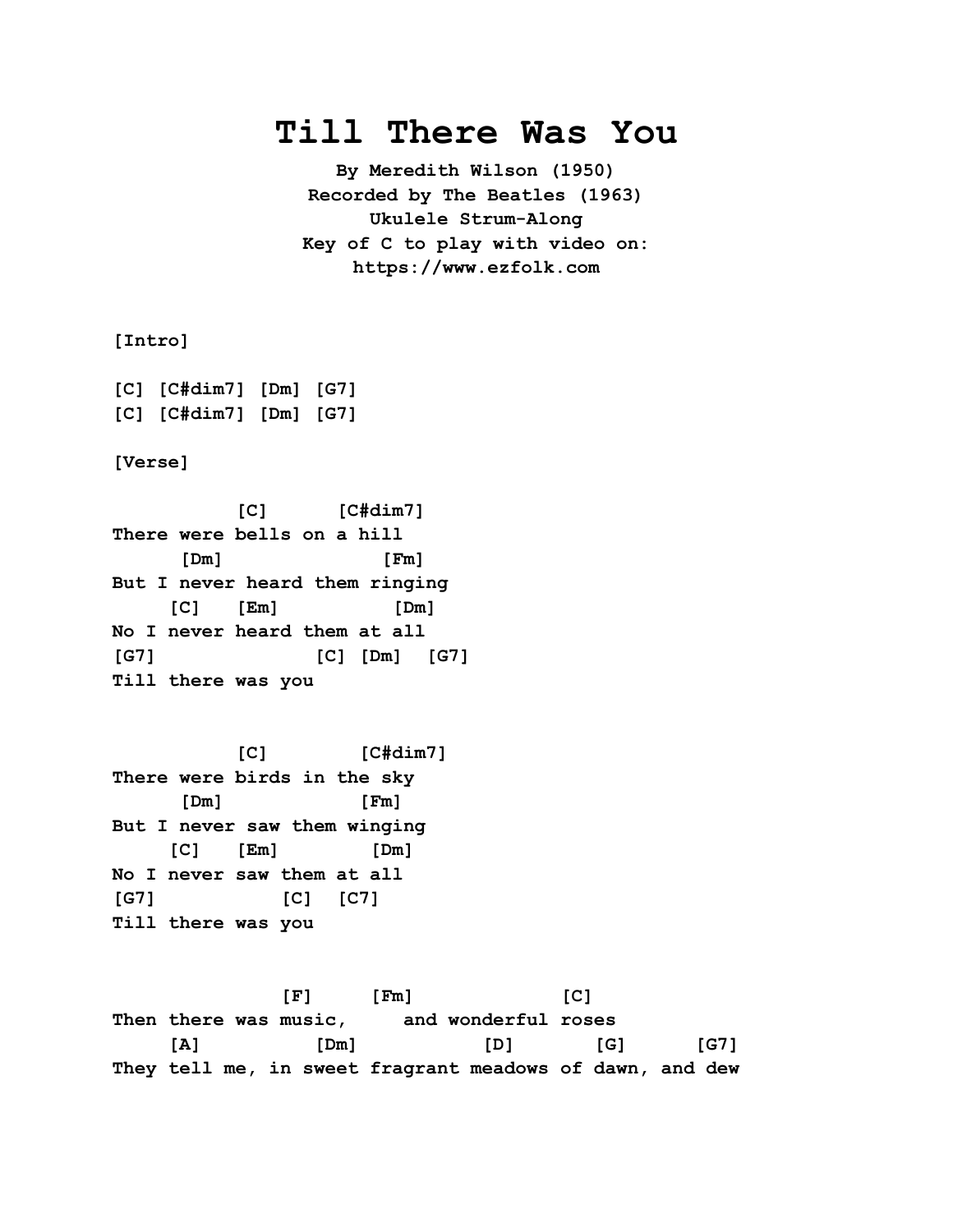# Till There Was You

**By Meredith Wilson (1950)**
**Recorded by The Beatles (1963)**
**Ukulele Strum-Along**
**Key of C to play with video on:**
**https://www.ezfolk.com**

**[Intro]**

```
[C] [C#dim7] [Dm] [G7]
[C] [C#dim7] [Dm] [G7]
```

**[Verse]**

```
           [C]      [C#dim7]
There were bells on a hill
      [Dm]              [Fm]
But I never heard them ringing
     [C]   [Em]          [Dm]
No I never heard them at all
[G7]               [C] [Dm]  [G7]
Till there was you


           [C]        [C#dim7]
There were birds in the sky
      [Dm]            [Fm]
But I never saw them winging
     [C]   [Em]        [Dm]
No I never saw them at all
[G7]           [C]  [C7]
Till there was you


               [F]     [Fm]             [C]
Then there was music,     and wonderful roses
     [A]         [Dm]            [D]       [G]      [G7]
They tell me, in sweet fragrant meadows of dawn, and dew
```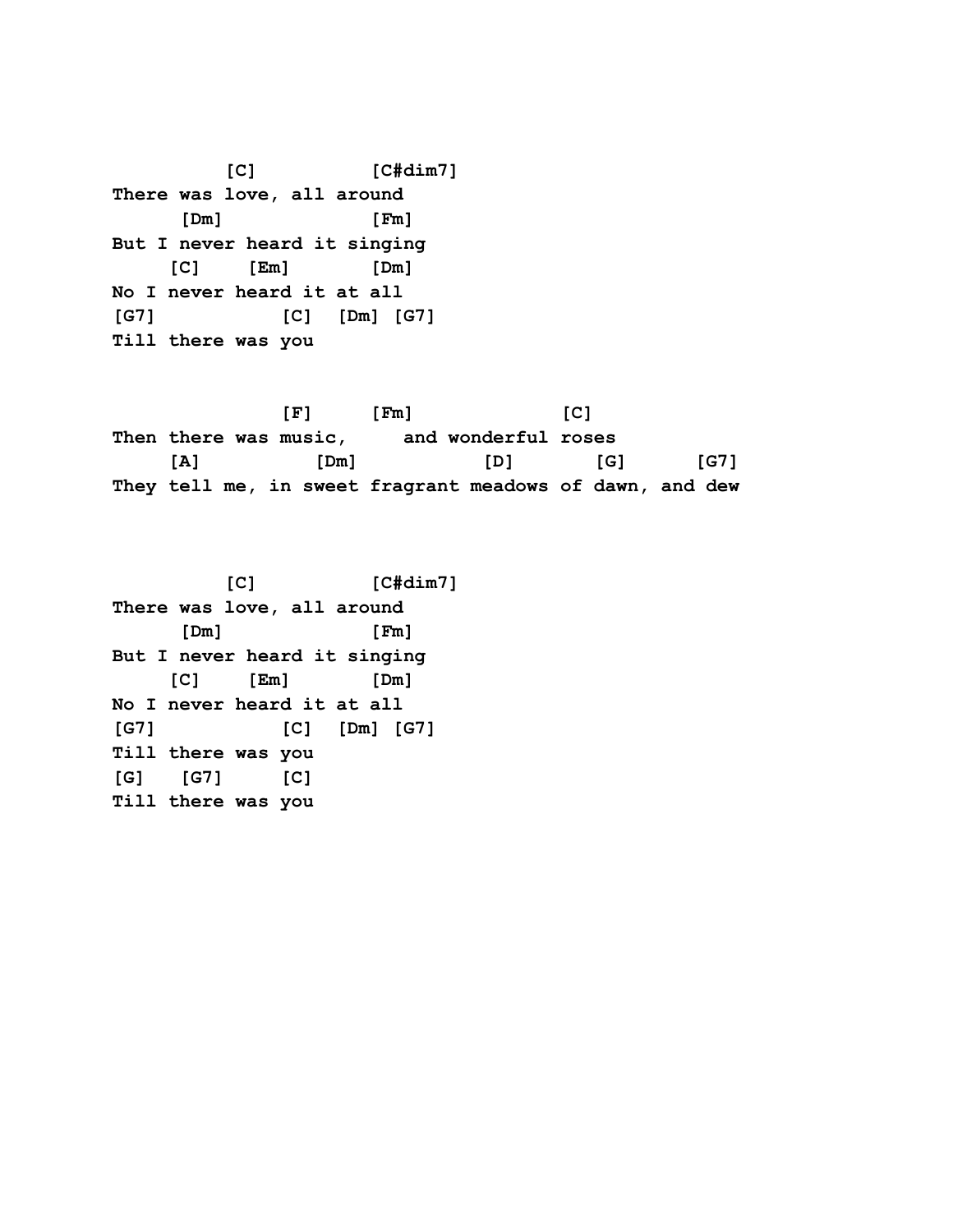```
          [C]          [C#dim7]
There was love, all around
      [Dm]             [Fm]
But I never heard it singing
     [C]    [Em]       [Dm]
No I never heard it at all
[G7]           [C]  [Dm] [G7]
Till there was you


               [F]     [Fm]             [C]
Then there was music,     and wonderful roses
     [A]          [Dm]           [D]       [G]      [G7]
They tell me, in sweet fragrant meadows of dawn, and dew



          [C]          [C#dim7]
There was love, all around
      [Dm]             [Fm]
But I never heard it singing
     [C]    [Em]       [Dm]
No I never heard it at all
[G7]           [C]  [Dm] [G7]
Till there was you
[G]   [G7]     [C]
Till there was you
```